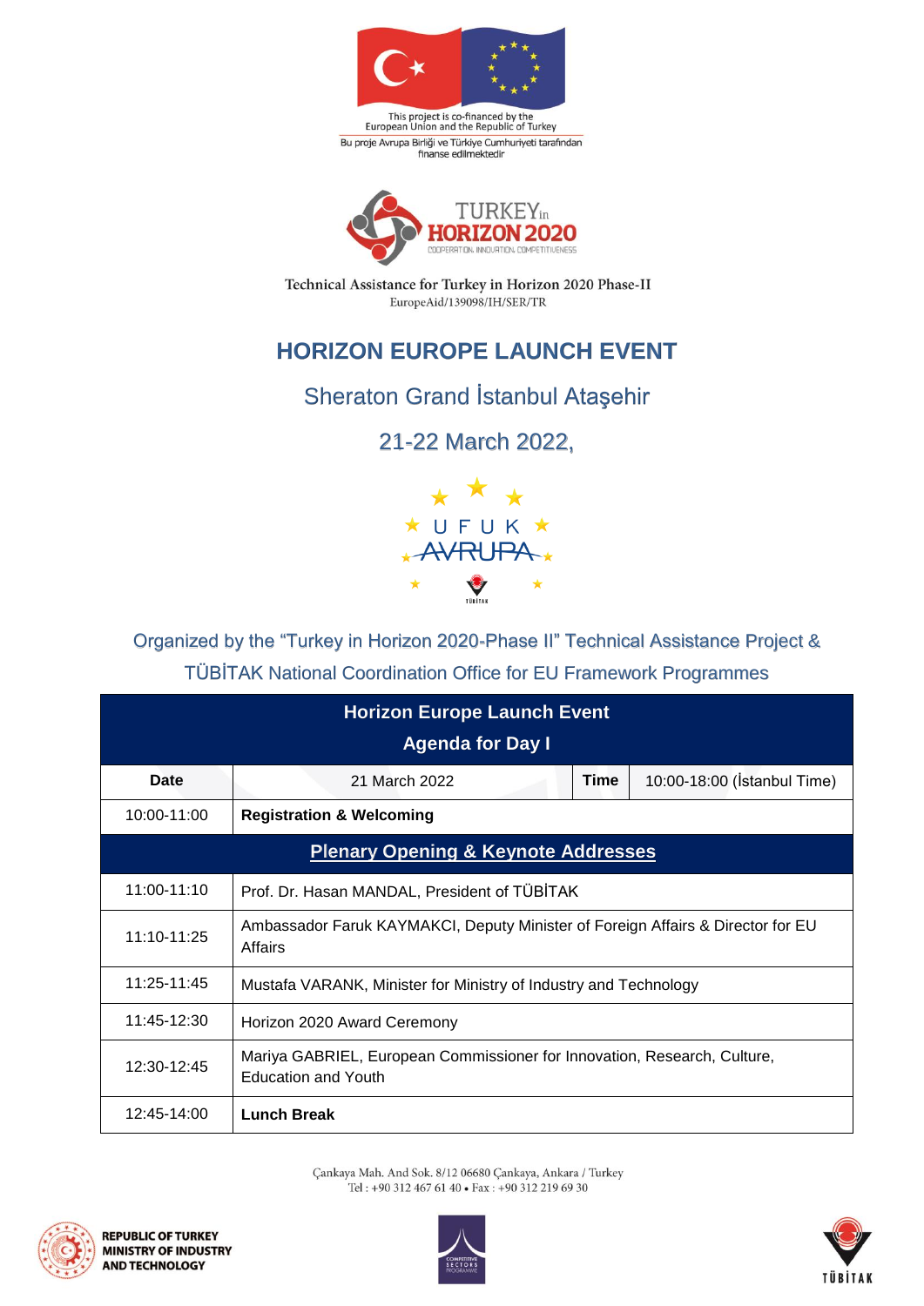This project is co-financed by the European Union and the Republic of Turkey

Bu proje Avrupa Birliği ve Türkiye Cumhuriyeti tarafından finanse edilmektedir

TURKEY in HORIZON 2020

COOPERATION. INNOVATION. COMPETITIVENESS

Technical Assistance for Turkey in Horizon 2020 Phase-II

EuropeAid/139098/IH/SER/TR

# HORIZON EUROPE LAUNCH EVENT

## Sheraton Grand İstanbul Ataşehir

## 21-22 March 2022,

UFUK AVRUPA

TÜBİTAK

Organized by the “Turkey in Horizon 2020-Phase II” Technical Assistance Project & TÜBİTAK National Coordination Office for EU Framework Programmes

| **Horizon Europe Launch Event<br>Agenda for Day I** | | | |
|---|---|---|---|
| **Date** | 21 March 2022 | **Time** | 10:00-18:00 (İstanbul Time) |
| 10:00-11:00 | **Registration & Welcoming** | | |
| **Plenary Opening & Keynote Addresses** | | | |
| 11:00-11:10 | Prof. Dr. Hasan MANDAL, President of TÜBİTAK | | |
| 11:10-11:25 | Ambassador Faruk KAYMAKCI, Deputy Minister of Foreign Affairs & Director for EU Affairs | | |
| 11:25-11:45 | Mustafa VARANK, Minister for Ministry of Industry and Technology | | |
| 11:45-12:30 | Horizon 2020 Award Ceremony | | |
| 12:30-12:45 | Mariya GABRIEL, European Commissioner for Innovation, Research, Culture, Education and Youth | | |
| 12:45-14:00 | **Lunch Break** | | |

Çankaya Mah. And Sok. 8/12 06680 Çankaya, Ankara / Turkey
Tel : +90 312 467 61 40 • Fax : +90 312 219 69 30

REPUBLIC OF TURKEY MINISTRY OF INDUSTRY AND TECHNOLOGY

COMPETITIVE SECTORS PROGRAMME

TÜBİTAK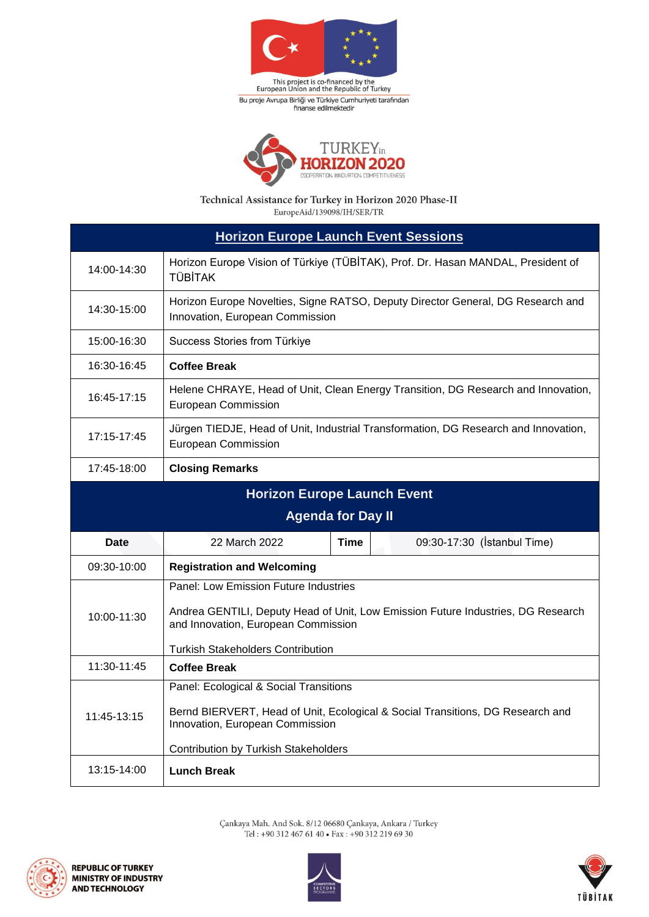This project is co-financed by the European Union and the Republic of Turkey

Bu proje Avrupa Birliği ve Türkiye Cumhuriyeti tarafından finanse edilmektedir

TURKEY in HORIZON 2020

COOPERATION. INNOVATION. COMPETITIVENESS

Technical Assistance for Turkey in Horizon 2020 Phase-II

EuropeAid/139098/IH/SER/TR

| **Horizon Europe Launch Event Sessions** | |
|---|---|
| 14:00-14:30 | Horizon Europe Vision of Türkiye (TÜBİTAK), Prof. Dr. Hasan MANDAL, President of TÜBİTAK |
| 14:30-15:00 | Horizon Europe Novelties, Signe RATSO, Deputy Director General, DG Research and Innovation, European Commission |
| 15:00-16:30 | Success Stories from Türkiye |
| 16:30-16:45 | **Coffee Break** |
| 16:45-17:15 | Helene CHRAYE, Head of Unit, Clean Energy Transition, DG Research and Innovation, European Commission |
| 17:15-17:45 | Jürgen TIEDJE, Head of Unit, Industrial Transformation, DG Research and Innovation, European Commission |
| 17:45-18:00 | **Closing Remarks** |

**Horizon Europe Launch Event**

**Agenda for Day II**

| **Date** | 22 March 2022 | **Time** | 09:30-17:30 (İstanbul Time) |
|---|---|---|---|
| 09:30-10:00 | **Registration and Welcoming** | | |
| 10:00-11:30 | Panel: Low Emission Future Industries<br><br>Andrea GENTILI, Deputy Head of Unit, Low Emission Future Industries, DG Research and Innovation, European Commission<br><br>Turkish Stakeholders Contribution | | |
| 11:30-11:45 | **Coffee Break** | | |
| 11:45-13:15 | Panel: Ecological & Social Transitions<br><br>Bernd BIERVERT, Head of Unit, Ecological & Social Transitions, DG Research and Innovation, European Commission<br><br>Contribution by Turkish Stakeholders | | |
| 13:15-14:00 | **Lunch Break** | | |

Çankaya Mah. And Sok. 8/12 06680 Çankaya, Ankara / Turkey
Tel : +90 312 467 61 40 • Fax : +90 312 219 69 30

REPUBLIC OF TURKEY MINISTRY OF INDUSTRY AND TECHNOLOGY

COMPETITIVE SECTORS PROGRAMME

TÜBİTAK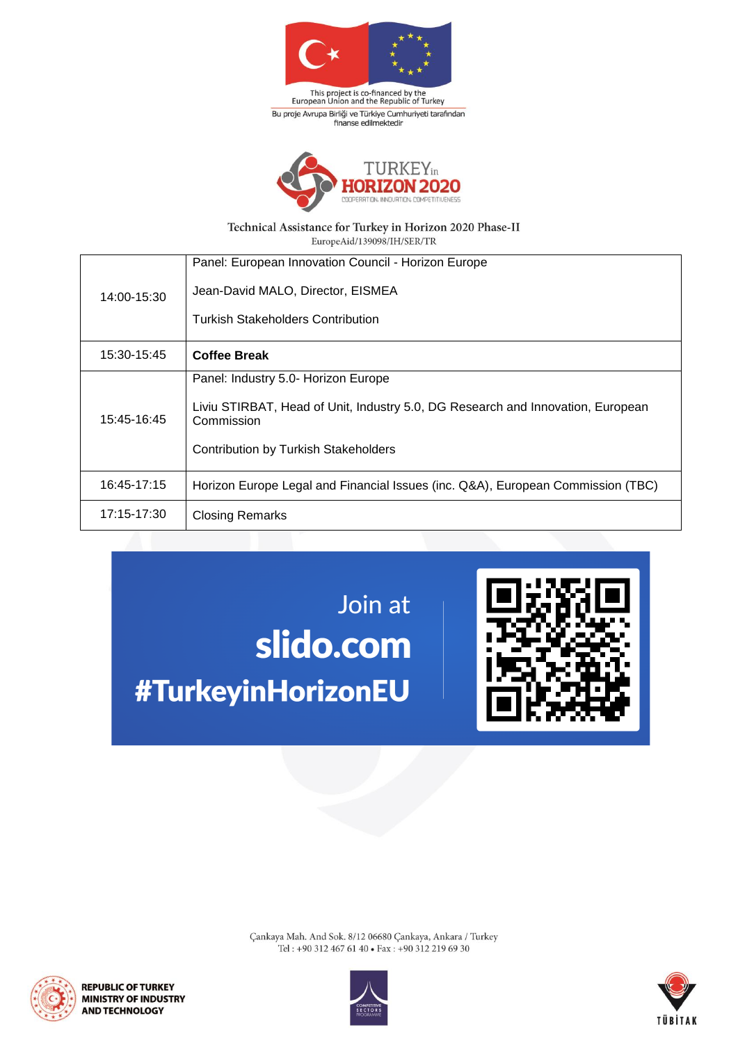This project is co-financed by the European Union and the Republic of Turkey

Bu proje Avrupa Birliği ve Türkiye Cumhuriyeti tarafından finanse edilmektedir

TURKEY in HORIZON 2020

COOPERATION. INNOVATION. COMPETITIVENESS

Technical Assistance for Turkey in Horizon 2020 Phase-II

EuropeAid/139098/IH/SER/TR

| | |
|---|---|
| 14:00-15:30 | Panel: European Innovation Council - Horizon Europe<br><br>Jean-David MALO, Director, EISMEA<br><br>Turkish Stakeholders Contribution |
| 15:30-15:45 | **Coffee Break** |
| 15:45-16:45 | Panel: Industry 5.0- Horizon Europe<br><br>Liviu STIRBAT, Head of Unit, Industry 5.0, DG Research and Innovation, European Commission<br><br>Contribution by Turkish Stakeholders |
| 16:45-17:15 | Horizon Europe Legal and Financial Issues (inc. Q&A), European Commission (TBC) |
| 17:15-17:30 | Closing Remarks |

Join at

**slido.com**

**#TurkeyinHorizonEU**

Çankaya Mah. And Sok. 8/12 06680 Çankaya, Ankara / Turkey
Tel : +90 312 467 61 40 • Fax : +90 312 219 69 30

REPUBLIC OF TURKEY MINISTRY OF INDUSTRY AND TECHNOLOGY

COMPETITIVE SECTORS PROGRAMME

TÜBİTAK